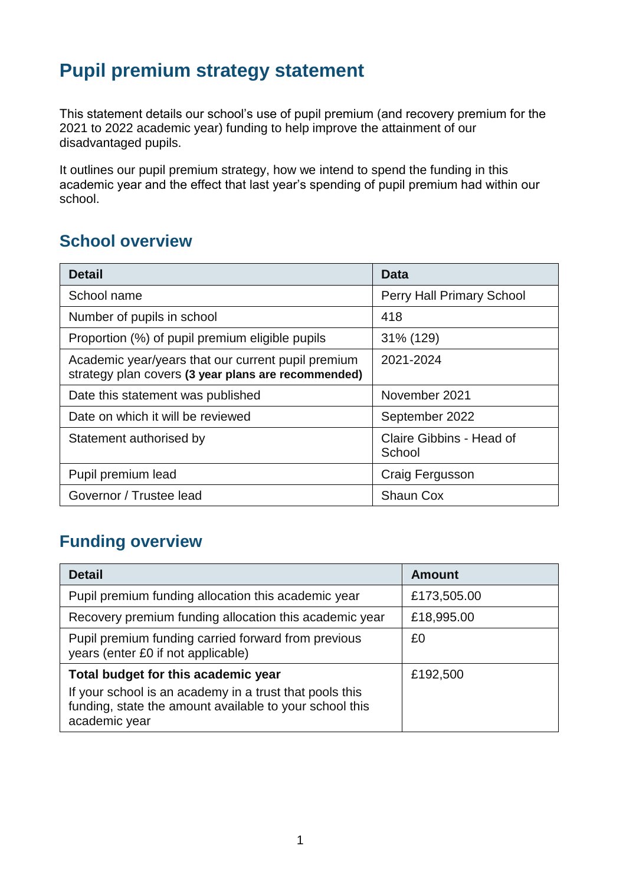# Pupil premium strategy statement

This statement details our school's use of pupil premium (and recovery premium for the 2021 to 2022 academic year) funding to help improve the attainment of our disadvantaged pupils.

It outlines our pupil premium strategy, how we intend to spend the funding in this academic year and the effect that last year's spending of pupil premium had within our school.

## School overview

| Detail | Data |
|---|---|
| School name | Perry Hall Primary School |
| Number of pupils in school | 418 |
| Proportion (%) of pupil premium eligible pupils | 31% (129) |
| Academic year/years that our current pupil premium strategy plan covers **(3 year plans are recommended)** | 2021-2024 |
| Date this statement was published | November 2021 |
| Date on which it will be reviewed | September 2022 |
| Statement authorised by | Claire Gibbins - Head of School |
| Pupil premium lead | Craig Fergusson |
| Governor / Trustee lead | Shaun Cox |

## Funding overview

| Detail | Amount |
|---|---|
| Pupil premium funding allocation this academic year | £173,505.00 |
| Recovery premium funding allocation this academic year | £18,995.00 |
| Pupil premium funding carried forward from previous years (enter £0 if not applicable) | £0 |
| **Total budget for this academic year**<br>If your school is an academy in a trust that pools this funding, state the amount available to your school this academic year | £192,500 |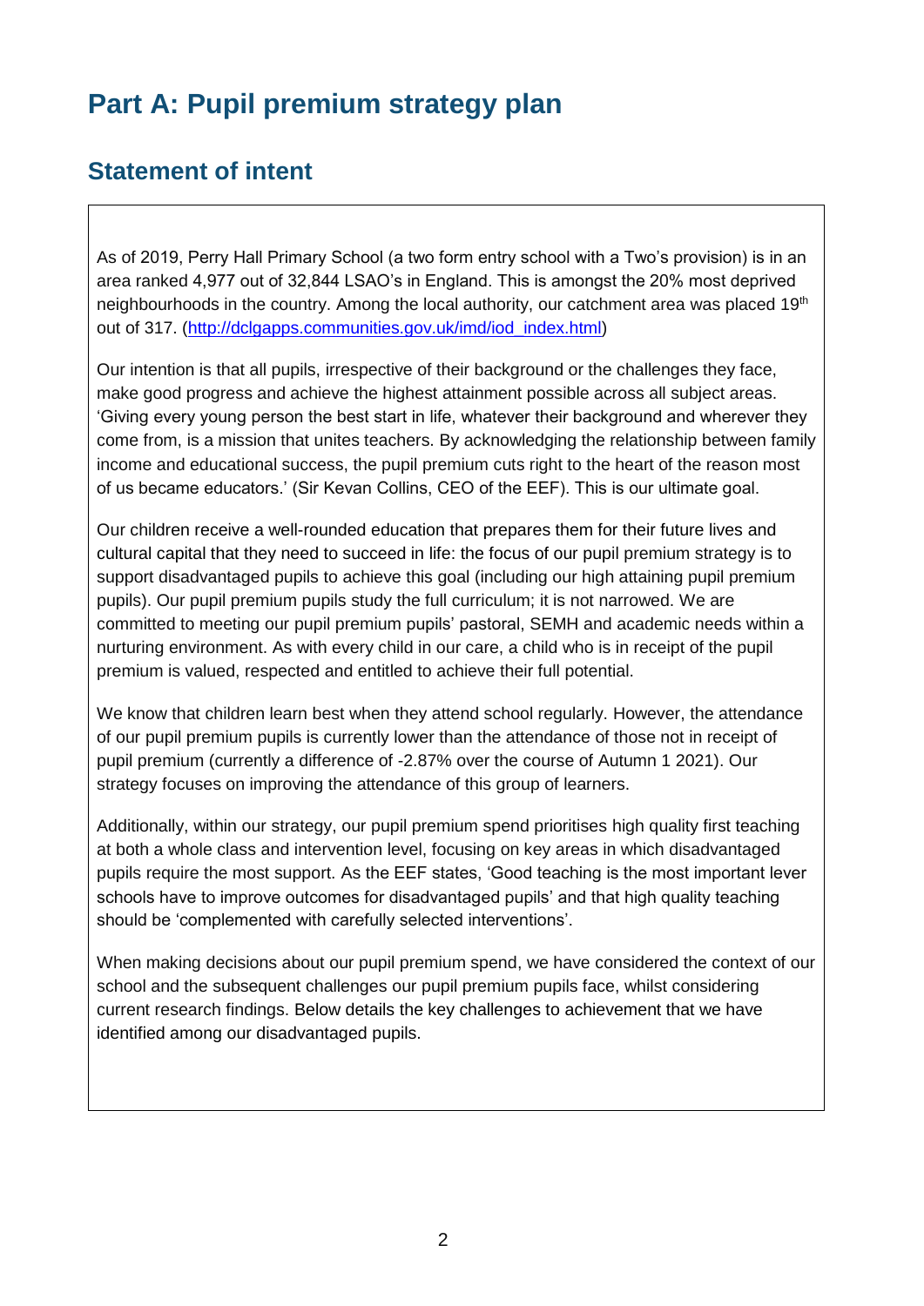# Part A: Pupil premium strategy plan

## Statement of intent

As of 2019, Perry Hall Primary School (a two form entry school with a Two's provision) is in an area ranked 4,977 out of 32,844 LSAO's in England. This is amongst the 20% most deprived neighbourhoods in the country. Among the local authority, our catchment area was placed 19th out of 317. (http://dclgapps.communities.gov.uk/imd/iod_index.html)

Our intention is that all pupils, irrespective of their background or the challenges they face, make good progress and achieve the highest attainment possible across all subject areas. 'Giving every young person the best start in life, whatever their background and wherever they come from, is a mission that unites teachers. By acknowledging the relationship between family income and educational success, the pupil premium cuts right to the heart of the reason most of us became educators.' (Sir Kevan Collins, CEO of the EEF). This is our ultimate goal.

Our children receive a well-rounded education that prepares them for their future lives and cultural capital that they need to succeed in life: the focus of our pupil premium strategy is to support disadvantaged pupils to achieve this goal (including our high attaining pupil premium pupils). Our pupil premium pupils study the full curriculum; it is not narrowed. We are committed to meeting our pupil premium pupils' pastoral, SEMH and academic needs within a nurturing environment. As with every child in our care, a child who is in receipt of the pupil premium is valued, respected and entitled to achieve their full potential.

We know that children learn best when they attend school regularly. However, the attendance of our pupil premium pupils is currently lower than the attendance of those not in receipt of pupil premium (currently a difference of -2.87% over the course of Autumn 1 2021). Our strategy focuses on improving the attendance of this group of learners.

Additionally, within our strategy, our pupil premium spend prioritises high quality first teaching at both a whole class and intervention level, focusing on key areas in which disadvantaged pupils require the most support. As the EEF states, 'Good teaching is the most important lever schools have to improve outcomes for disadvantaged pupils' and that high quality teaching should be 'complemented with carefully selected interventions'.

When making decisions about our pupil premium spend, we have considered the context of our school and the subsequent challenges our pupil premium pupils face, whilst considering current research findings. Below details the key challenges to achievement that we have identified among our disadvantaged pupils.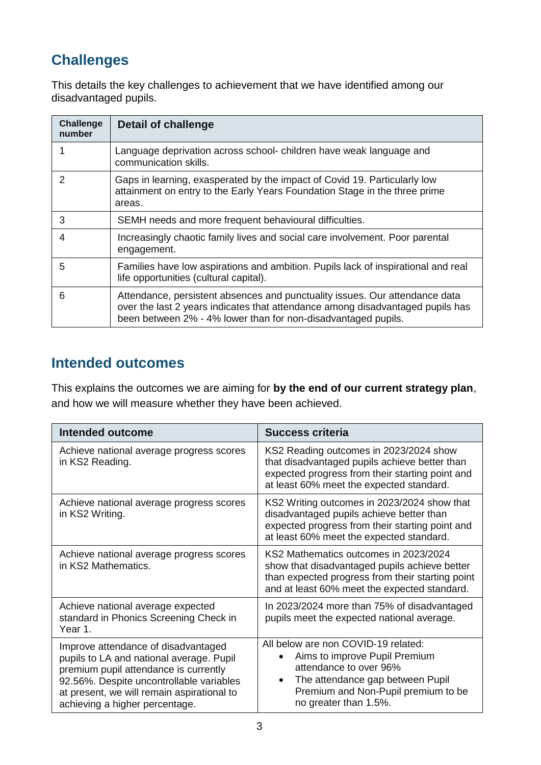## Challenges

This details the key challenges to achievement that we have identified among our disadvantaged pupils.

| Challenge number | Detail of challenge |
| --- | --- |
| 1 | Language deprivation across school- children have weak language and communication skills. |
| 2 | Gaps in learning, exasperated by the impact of Covid 19. Particularly low attainment on entry to the Early Years Foundation Stage in the three prime areas. |
| 3 | SEMH needs and more frequent behavioural difficulties. |
| 4 | Increasingly chaotic family lives and social care involvement. Poor parental engagement. |
| 5 | Families have low aspirations and ambition. Pupils lack of inspirational and real life opportunities (cultural capital). |
| 6 | Attendance, persistent absences and punctuality issues. Our attendance data over the last 2 years indicates that attendance among disadvantaged pupils has been between 2% - 4% lower than for non-disadvantaged pupils. |

## Intended outcomes

This explains the outcomes we are aiming for **by the end of our current strategy plan**, and how we will measure whether they have been achieved.

| Intended outcome | Success criteria |
| --- | --- |
| Achieve national average progress scores in KS2 Reading. | KS2 Reading outcomes in 2023/2024 show that disadvantaged pupils achieve better than expected progress from their starting point and at least 60% meet the expected standard. |
| Achieve national average progress scores in KS2 Writing. | KS2 Writing outcomes in 2023/2024 show that disadvantaged pupils achieve better than expected progress from their starting point and at least 60% meet the expected standard. |
| Achieve national average progress scores in KS2 Mathematics. | KS2 Mathematics outcomes in 2023/2024 show that disadvantaged pupils achieve better than expected progress from their starting point and at least 60% meet the expected standard. |
| Achieve national average expected standard in Phonics Screening Check in Year 1. | In 2023/2024 more than 75% of disadvantaged pupils meet the expected national average. |
| Improve attendance of disadvantaged pupils to LA and national average. Pupil premium pupil attendance is currently 92.56%. Despite uncontrollable variables at present, we will remain aspirational to achieving a higher percentage. | All below are non COVID-19 related:<br>• Aims to improve Pupil Premium attendance to over 96%<br>• The attendance gap between Pupil Premium and Non-Pupil premium to be no greater than 1.5%. |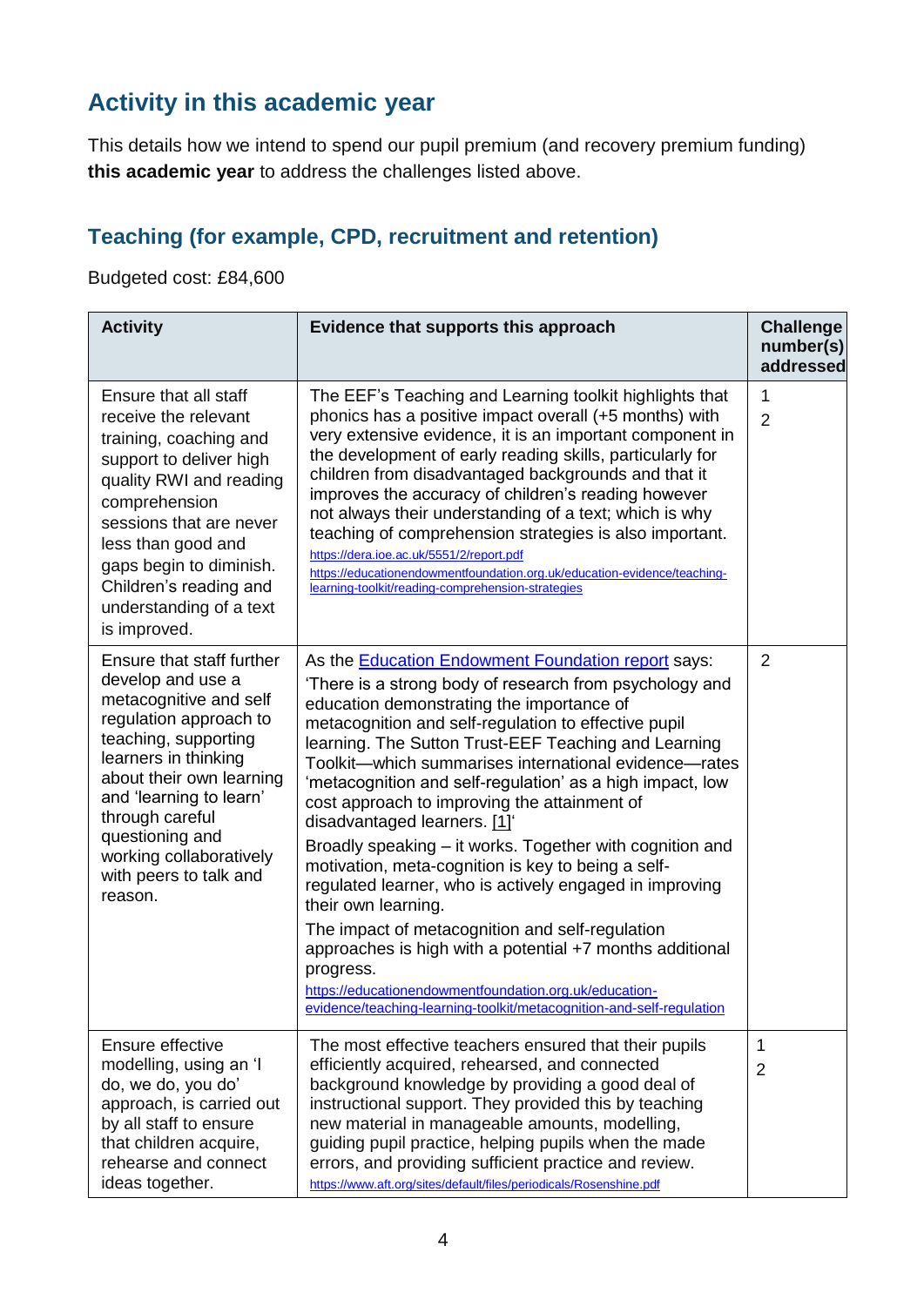## Activity in this academic year

This details how we intend to spend our pupil premium (and recovery premium funding) **this academic year** to address the challenges listed above.

### Teaching (for example, CPD, recruitment and retention)

Budgeted cost: £84,600

| Activity | Evidence that supports this approach | Challenge number(s) addressed |
|---|---|---|
| Ensure that all staff receive the relevant training, coaching and support to deliver high quality RWI and reading comprehension sessions that are never less than good and gaps begin to diminish. Children's reading and understanding of a text is improved. | The EEF's Teaching and Learning toolkit highlights that phonics has a positive impact overall (+5 months) with very extensive evidence, it is an important component in the development of early reading skills, particularly for children from disadvantaged backgrounds and that it improves the accuracy of children's reading however not always their understanding of a text; which is why teaching of comprehension strategies is also important.<br>https://dera.ioe.ac.uk/5551/2/report.pdf<br>https://educationendowmentfoundation.org.uk/education-evidence/teaching-learning-toolkit/reading-comprehension-strategies | 1<br>2 |
| Ensure that staff further develop and use a metacognitive and self regulation approach to teaching, supporting learners in thinking about their own learning and 'learning to learn' through careful questioning and working collaboratively with peers to talk and reason. | As the Education Endowment Foundation report says:<br>'There is a strong body of research from psychology and education demonstrating the importance of metacognition and self-regulation to effective pupil learning. The Sutton Trust-EEF Teaching and Learning Toolkit—which summarises international evidence—rates 'metacognition and self-regulation' as a high impact, low cost approach to improving the attainment of disadvantaged learners. [1]'<br>Broadly speaking – it works. Together with cognition and motivation, meta-cognition is key to being a self-regulated learner, who is actively engaged in improving their own learning.<br>The impact of metacognition and self-regulation approaches is high with a potential +7 months additional progress.<br>https://educationendowmentfoundation.org.uk/education-evidence/teaching-learning-toolkit/metacognition-and-self-regulation | 2 |
| Ensure effective modelling, using an 'I do, we do, you do' approach, is carried out by all staff to ensure that children acquire, rehearse and connect ideas together. | The most effective teachers ensured that their pupils efficiently acquired, rehearsed, and connected background knowledge by providing a good deal of instructional support. They provided this by teaching new material in manageable amounts, modelling, guiding pupil practice, helping pupils when the made errors, and providing sufficient practice and review.<br>https://www.aft.org/sites/default/files/periodicals/Rosenshine.pdf | 1<br>2 |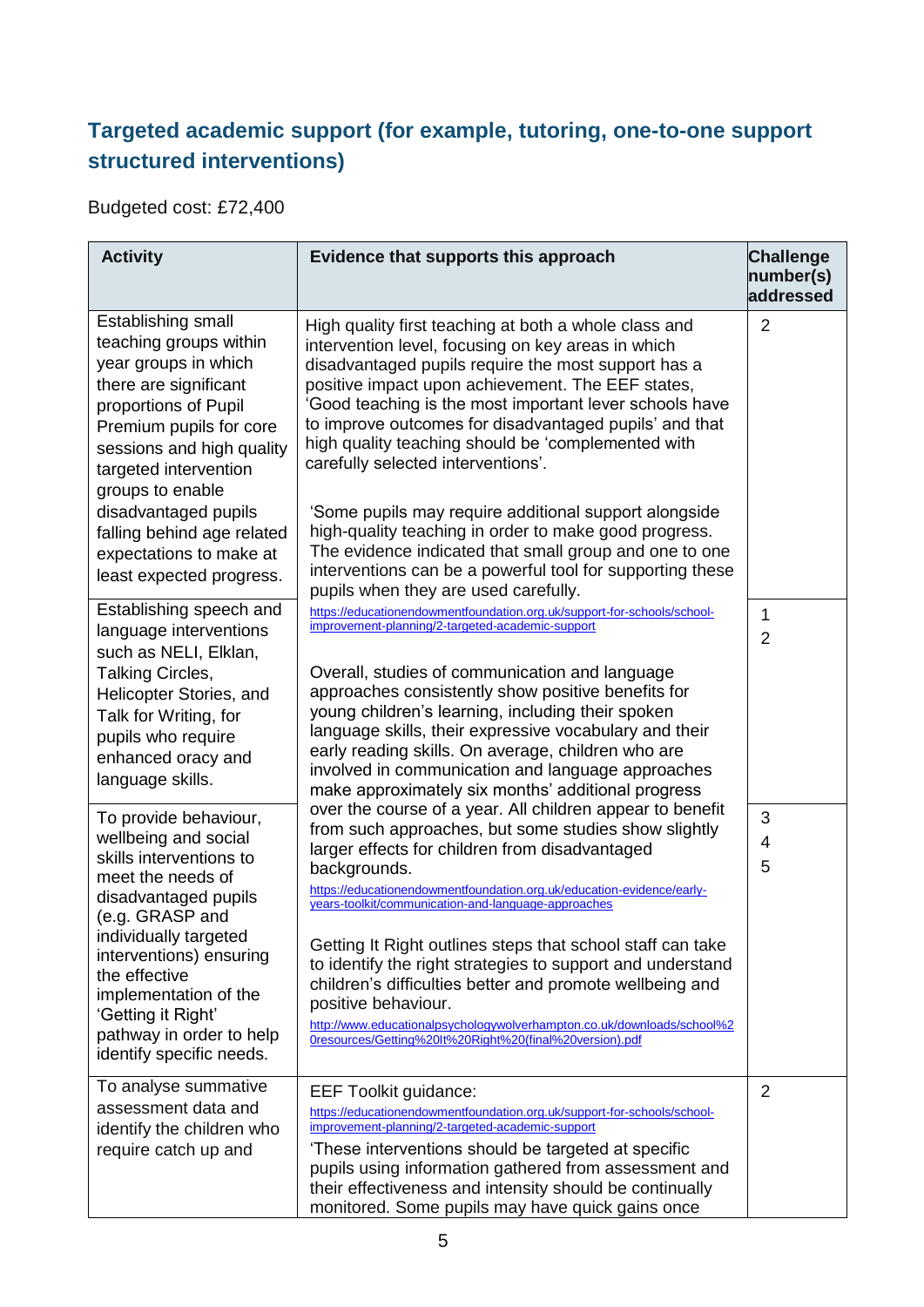## Targeted academic support (for example, tutoring, one-to-one support structured interventions)

Budgeted cost: £72,400

| Activity | Evidence that supports this approach | Challenge number(s) addressed |
|---|---|---|
| Establishing small teaching groups within year groups in which there are significant proportions of Pupil Premium pupils for core sessions and high quality targeted intervention groups to enable disadvantaged pupils falling behind age related expectations to make at least expected progress. | High quality first teaching at both a whole class and intervention level, focusing on key areas in which disadvantaged pupils require the most support has a positive impact upon achievement. The EEF states, 'Good teaching is the most important lever schools have to improve outcomes for disadvantaged pupils' and that high quality teaching should be 'complemented with carefully selected interventions'.<br><br>'Some pupils may require additional support alongside high-quality teaching in order to make good progress. The evidence indicated that small group and one to one interventions can be a powerful tool for supporting these pupils when they are used carefully. | 2 |
| Establishing speech and language interventions such as NELI, Elklan, Talking Circles, Helicopter Stories, and Talk for Writing, for pupils who require enhanced oracy and language skills. | https://educationendowmentfoundation.org.uk/support-for-schools/school-improvement-planning/2-targeted-academic-support<br><br>Overall, studies of communication and language approaches consistently show positive benefits for young children's learning, including their spoken language skills, their expressive vocabulary and their early reading skills. On average, children who are involved in communication and language approaches make approximately six months' additional progress | 1<br>2 |
| To provide behaviour, wellbeing and social skills interventions to meet the needs of disadvantaged pupils (e.g. GRASP and individually targeted interventions) ensuring the effective implementation of the 'Getting it Right' pathway in order to help identify specific needs. | over the course of a year. All children appear to benefit from such approaches, but some studies show slightly larger effects for children from disadvantaged backgrounds.<br>https://educationendowmentfoundation.org.uk/education-evidence/early-years-toolkit/communication-and-language-approaches<br><br>Getting It Right outlines steps that school staff can take to identify the right strategies to support and understand children's difficulties better and promote wellbeing and positive behaviour.<br>http://www.educationalpsychologywolverhampton.co.uk/downloads/school%20resources/Getting%20It%20Right%20(final%20version).pdf | 3<br>4<br>5 |
| To analyse summative assessment data and identify the children who require catch up and | EEF Toolkit guidance:<br>https://educationendowmentfoundation.org.uk/support-for-schools/school-improvement-planning/2-targeted-academic-support<br>'These interventions should be targeted at specific pupils using information gathered from assessment and their effectiveness and intensity should be continually monitored. Some pupils may have quick gains once | 2 |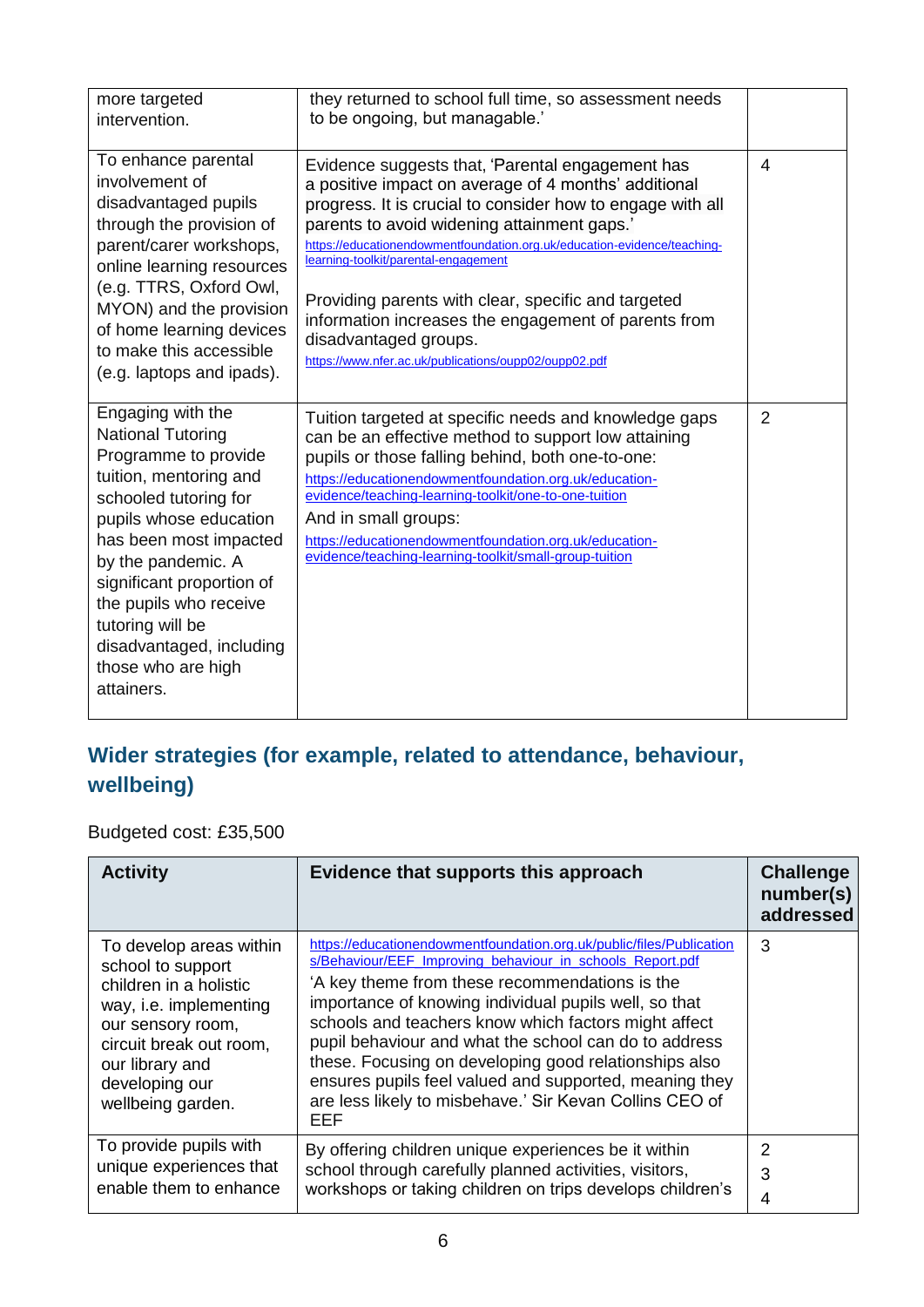| | | |
|---|---|---|
| more targeted intervention. | they returned to school full time, so assessment needs to be ongoing, but managable.' | |
| To enhance parental involvement of disadvantaged pupils through the provision of parent/carer workshops, online learning resources (e.g. TTRS, Oxford Owl, MYON) and the provision of home learning devices to make this accessible (e.g. laptops and ipads). | Evidence suggests that, 'Parental engagement has a positive impact on average of 4 months' additional progress. It is crucial to consider how to engage with all parents to avoid widening attainment gaps.' https://educationendowmentfoundation.org.uk/education-evidence/teaching-learning-toolkit/parental-engagement<br><br>Providing parents with clear, specific and targeted information increases the engagement of parents from disadvantaged groups. https://www.nfer.ac.uk/publications/oupp02/oupp02.pdf | 4 |
| Engaging with the National Tutoring Programme to provide tuition, mentoring and schooled tutoring for pupils whose education has been most impacted by the pandemic. A significant proportion of the pupils who receive tutoring will be disadvantaged, including those who are high attainers. | Tuition targeted at specific needs and knowledge gaps can be an effective method to support low attaining pupils or those falling behind, both one-to-one: https://educationendowmentfoundation.org.uk/education-evidence/teaching-learning-toolkit/one-to-one-tuition<br>And in small groups: https://educationendowmentfoundation.org.uk/education-evidence/teaching-learning-toolkit/small-group-tuition | 2 |

## Wider strategies (for example, related to attendance, behaviour, wellbeing)

Budgeted cost: £35,500

| Activity | Evidence that supports this approach | Challenge number(s) addressed |
|---|---|---|
| To develop areas within school to support children in a holistic way, i.e. implementing our sensory room, circuit break out room, our library and developing our wellbeing garden. | https://educationendowmentfoundation.org.uk/public/files/Publications/Behaviour/EEF_Improving_behaviour_in_schools_Report.pdf<br>'A key theme from these recommendations is the importance of knowing individual pupils well, so that schools and teachers know which factors might affect pupil behaviour and what the school can do to address these. Focusing on developing good relationships also ensures pupils feel valued and supported, meaning they are less likely to misbehave.' Sir Kevan Collins CEO of EEF | 3 |
| To provide pupils with unique experiences that enable them to enhance | By offering children unique experiences be it within school through carefully planned activities, visitors, workshops or taking children on trips develops children's | 2<br>3<br>4 |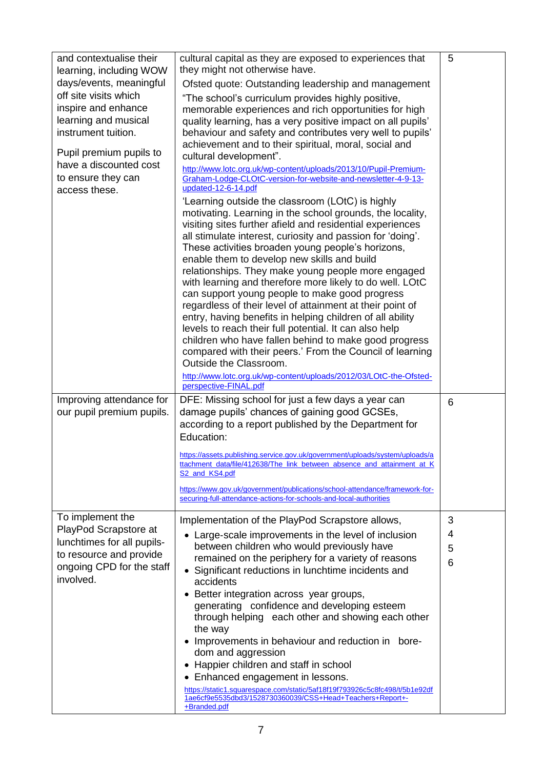| | | |
|---|---|---|
| and contextualise their learning, including WOW days/events, meaningful off site visits which inspire and enhance learning and musical instrument tuition.<br><br>Pupil premium pupils to have a discounted cost to ensure they can access these. | cultural capital as they are exposed to experiences that they might not otherwise have.<br><br>Ofsted quote: Outstanding leadership and management<br><br>"The school's curriculum provides highly positive, memorable experiences and rich opportunities for high quality learning, has a very positive impact on all pupils' behaviour and safety and contributes very well to pupils' achievement and to their spiritual, moral, social and cultural development".<br><br>http://www.lotc.org.uk/wp-content/uploads/2013/10/Pupil-Premium-Graham-Lodge-CLOtC-version-for-website-and-newsletter-4-9-13-updated-12-6-14.pdf<br><br>'Learning outside the classroom (LOtC) is highly motivating. Learning in the school grounds, the locality, visiting sites further afield and residential experiences all stimulate interest, curiosity and passion for 'doing'. These activities broaden young people's horizons, enable them to develop new skills and build relationships. They make young people more engaged with learning and therefore more likely to do well. LOtC can support young people to make good progress regardless of their level of attainment at their point of entry, having benefits in helping children of all ability levels to reach their full potential. It can also help children who have fallen behind to make good progress compared with their peers.' From the Council of learning Outside the Classroom.<br><br>http://www.lotc.org.uk/wp-content/uploads/2012/03/LOtC-the-Ofsted-perspective-FINAL.pdf | 5 |
| Improving attendance for our pupil premium pupils. | DFE: Missing school for just a few days a year can damage pupils' chances of gaining good GCSEs, according to a report published by the Department for Education:<br><br>https://assets.publishing.service.gov.uk/government/uploads/system/uploads/attachment_data/file/412638/The_link_between_absence_and_attainment_at_KS2_and_KS4.pdf<br><br>https://www.gov.uk/government/publications/school-attendance/framework-for-securing-full-attendance-actions-for-schools-and-local-authorities | 6 |
| To implement the PlayPod Scrapstore at lunchtimes for all pupils- to resource and provide ongoing CPD for the staff involved. | Implementation of the PlayPod Scrapstore allows,<br>• Large-scale improvements in the level of inclusion between children who would previously have remained on the periphery for a variety of reasons<br>• Significant reductions in lunchtime incidents and accidents<br>• Better integration across year groups, generating confidence and developing esteem through helping each other and showing each other the way<br>• Improvements in behaviour and reduction in boredom and aggression<br>• Happier children and staff in school<br>• Enhanced engagement in lessons.<br>https://static1.squarespace.com/static/5af18f19f793926c5c8fc498/t/5b1e92df1ae6cf9e5535dbd3/1528730360039/CSS+Head+Teachers+Report+-+Branded.pdf | 3<br>4<br>5<br>6 |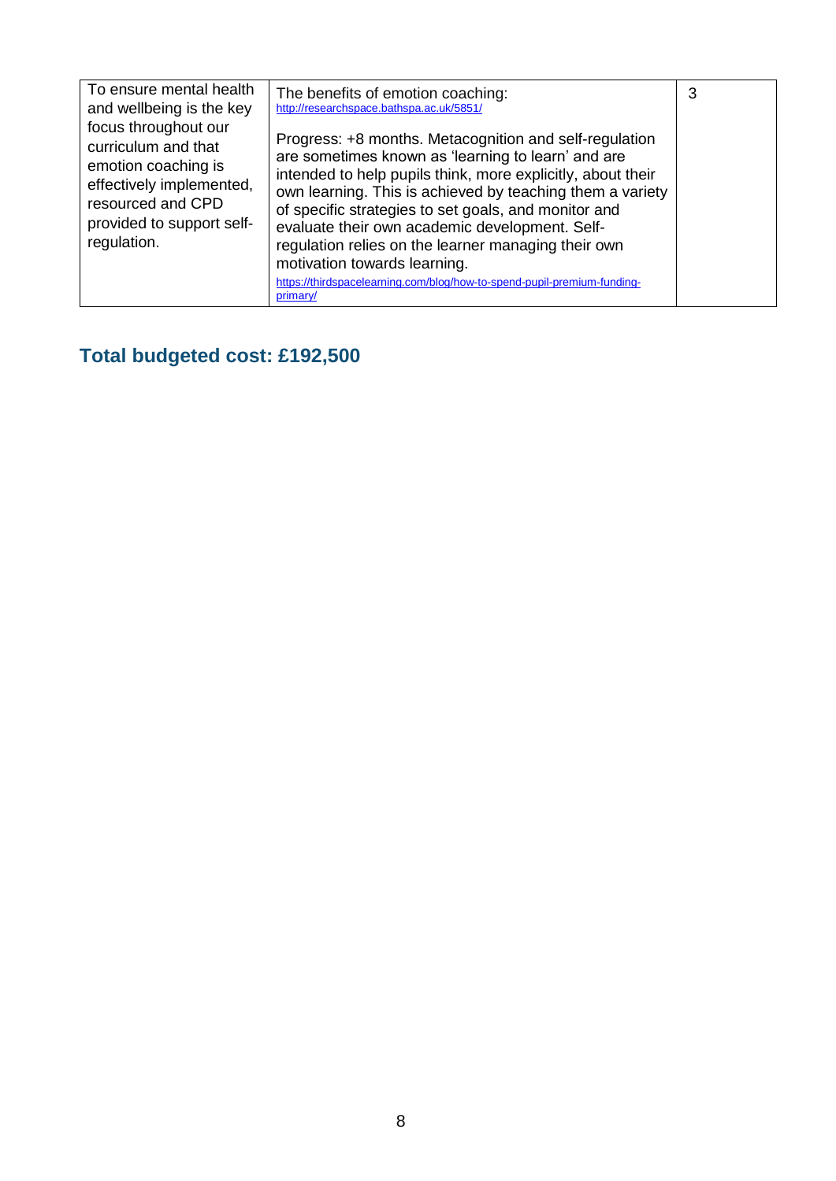| To ensure mental health and wellbeing is the key focus throughout our curriculum and that emotion coaching is effectively implemented, resourced and CPD provided to support self-regulation. | The benefits of emotion coaching: http://researchspace.bathspa.ac.uk/5851/<br><br>Progress: +8 months. Metacognition and self-regulation are sometimes known as 'learning to learn' and are intended to help pupils think, more explicitly, about their own learning. This is achieved by teaching them a variety of specific strategies to set goals, and monitor and evaluate their own academic development. Self-regulation relies on the learner managing their own motivation towards learning.<br>https://thirdspacelearning.com/blog/how-to-spend-pupil-premium-funding-primary/ | 3 |
|---|---|---|

## Total budgeted cost: £192,500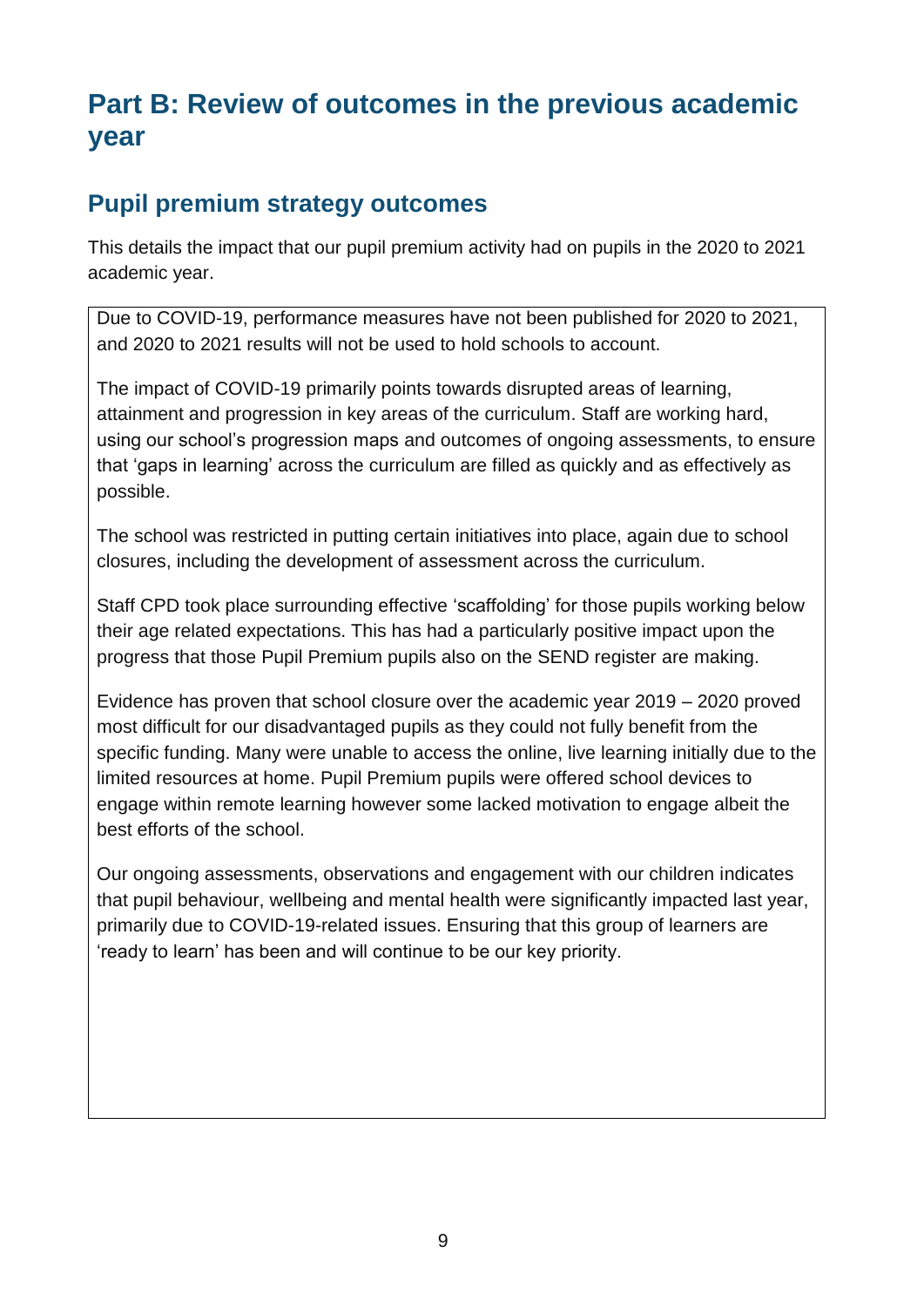# Part B: Review of outcomes in the previous academic year

## Pupil premium strategy outcomes

This details the impact that our pupil premium activity had on pupils in the 2020 to 2021 academic year.

Due to COVID-19, performance measures have not been published for 2020 to 2021, and 2020 to 2021 results will not be used to hold schools to account.

The impact of COVID-19 primarily points towards disrupted areas of learning, attainment and progression in key areas of the curriculum. Staff are working hard, using our school's progression maps and outcomes of ongoing assessments, to ensure that 'gaps in learning' across the curriculum are filled as quickly and as effectively as possible.

The school was restricted in putting certain initiatives into place, again due to school closures, including the development of assessment across the curriculum.

Staff CPD took place surrounding effective 'scaffolding' for those pupils working below their age related expectations. This has had a particularly positive impact upon the progress that those Pupil Premium pupils also on the SEND register are making.

Evidence has proven that school closure over the academic year 2019 – 2020 proved most difficult for our disadvantaged pupils as they could not fully benefit from the specific funding. Many were unable to access the online, live learning initially due to the limited resources at home. Pupil Premium pupils were offered school devices to engage within remote learning however some lacked motivation to engage albeit the best efforts of the school.

Our ongoing assessments, observations and engagement with our children indicates that pupil behaviour, wellbeing and mental health were significantly impacted last year, primarily due to COVID-19-related issues. Ensuring that this group of learners are 'ready to learn' has been and will continue to be our key priority.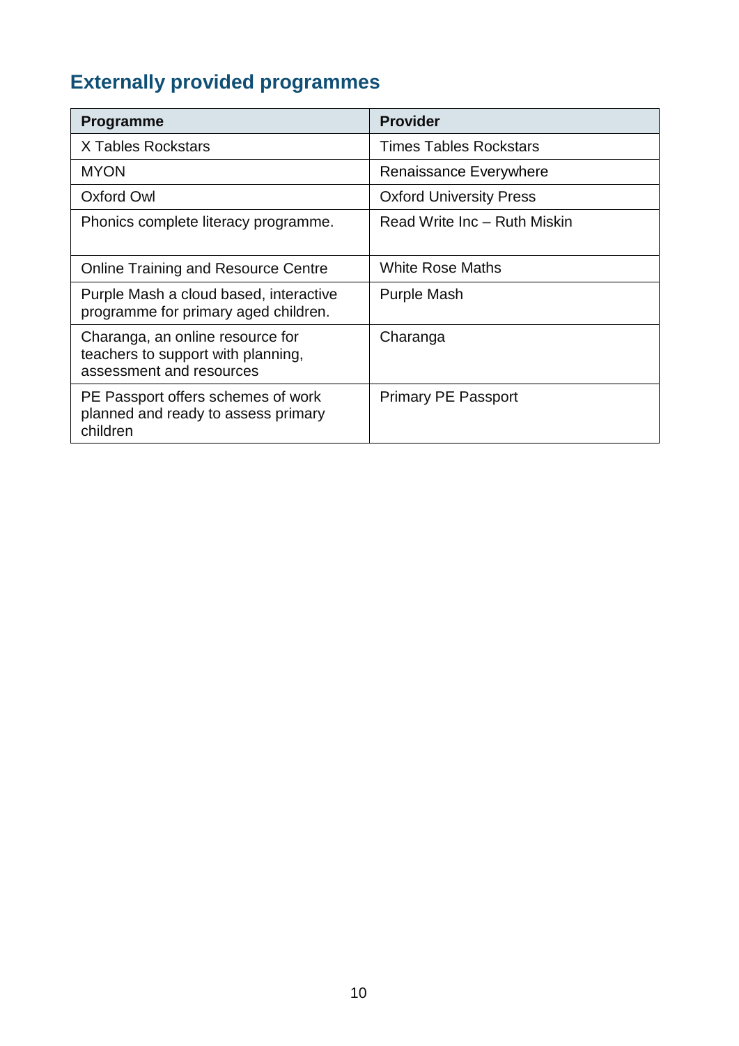## Externally provided programmes

| Programme | Provider |
|---|---|
| X Tables Rockstars | Times Tables Rockstars |
| MYON | Renaissance Everywhere |
| Oxford Owl | Oxford University Press |
| Phonics complete literacy programme. | Read Write Inc – Ruth Miskin |
| Online Training and Resource Centre | White Rose Maths |
| Purple Mash a cloud based, interactive programme for primary aged children. | Purple Mash |
| Charanga, an online resource for teachers to support with planning, assessment and resources | Charanga |
| PE Passport offers schemes of work planned and ready to assess primary children | Primary PE Passport |